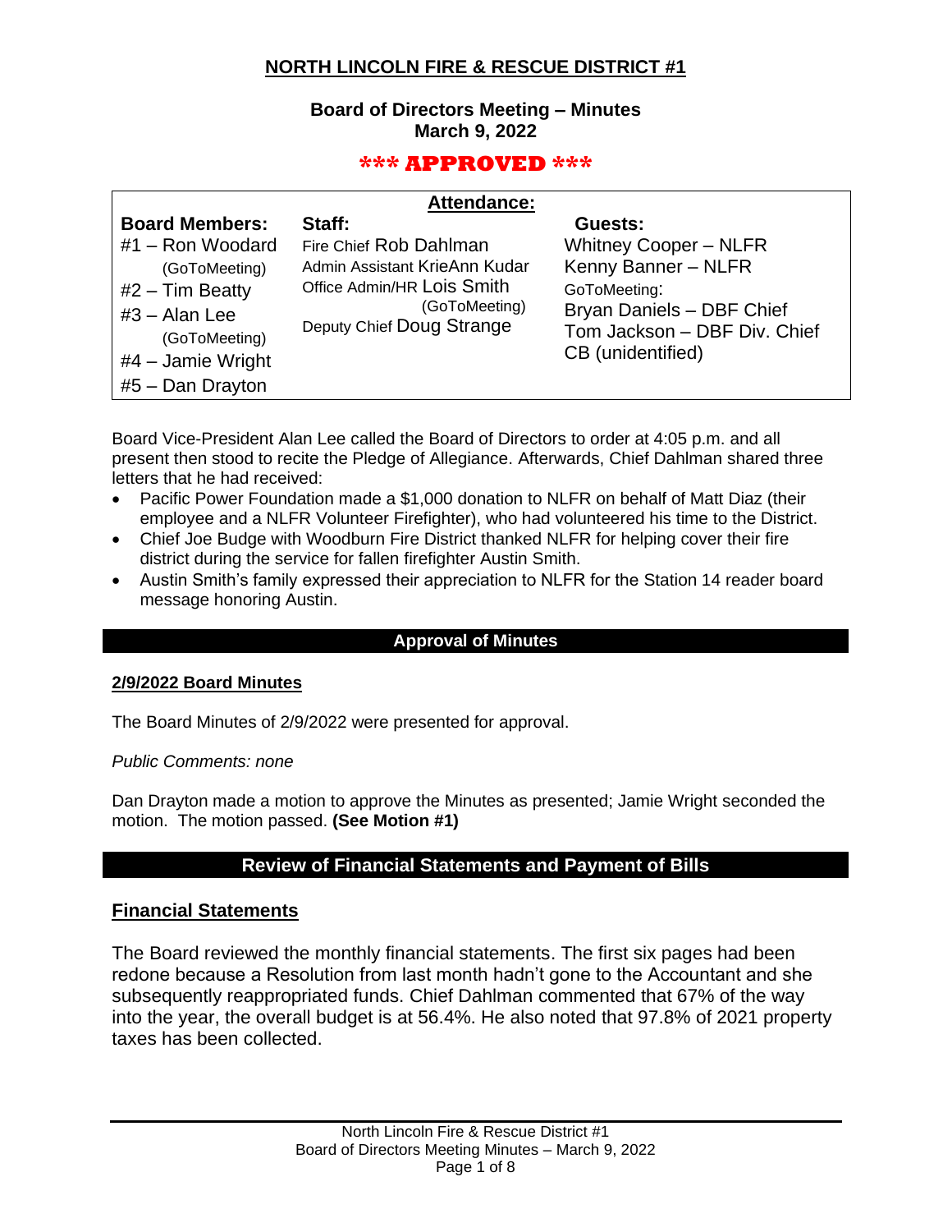# NORTH LINCOLN FIRE & RESCUE DISTRICT #1

**Board of Directors Meeting – Minutes**
**March 9, 2022**

**\*\*\* APPROVED \*\*\***

**Attendance:**

| Board Members: | Staff: | Guests: |
|---|---|---|
| #1 – Ron Woodard (GoToMeeting) | Fire Chief Rob Dahlman | Whitney Cooper – NLFR |
| #2 – Tim Beatty | Admin Assistant KrieAnn Kudar | Kenny Banner – NLFR |
| #3 – Alan Lee (GoToMeeting) | Office Admin/HR Lois Smith (GoToMeeting) | GoToMeeting: |
| #4 – Jamie Wright | Deputy Chief Doug Strange | Bryan Daniels – DBF Chief |
| #5 – Dan Drayton | | Tom Jackson – DBF Div. Chief |
| | | CB (unidentified) |

Board Vice-President Alan Lee called the Board of Directors to order at 4:05 p.m. and all present then stood to recite the Pledge of Allegiance. Afterwards, Chief Dahlman shared three letters that he had received:

- Pacific Power Foundation made a $1,000 donation to NLFR on behalf of Matt Diaz (their employee and a NLFR Volunteer Firefighter), who had volunteered his time to the District.
- Chief Joe Budge with Woodburn Fire District thanked NLFR for helping cover their fire district during the service for fallen firefighter Austin Smith.
- Austin Smith's family expressed their appreciation to NLFR for the Station 14 reader board message honoring Austin.

## Approval of Minutes

### 2/9/2022 Board Minutes

The Board Minutes of 2/9/2022 were presented for approval.

*Public Comments: none*

Dan Drayton made a motion to approve the Minutes as presented; Jamie Wright seconded the motion. The motion passed. **(See Motion #1)**

## Review of Financial Statements and Payment of Bills

### Financial Statements

The Board reviewed the monthly financial statements. The first six pages had been redone because a Resolution from last month hadn't gone to the Accountant and she subsequently reappropriated funds. Chief Dahlman commented that 67% of the way into the year, the overall budget is at 56.4%. He also noted that 97.8% of 2021 property taxes has been collected.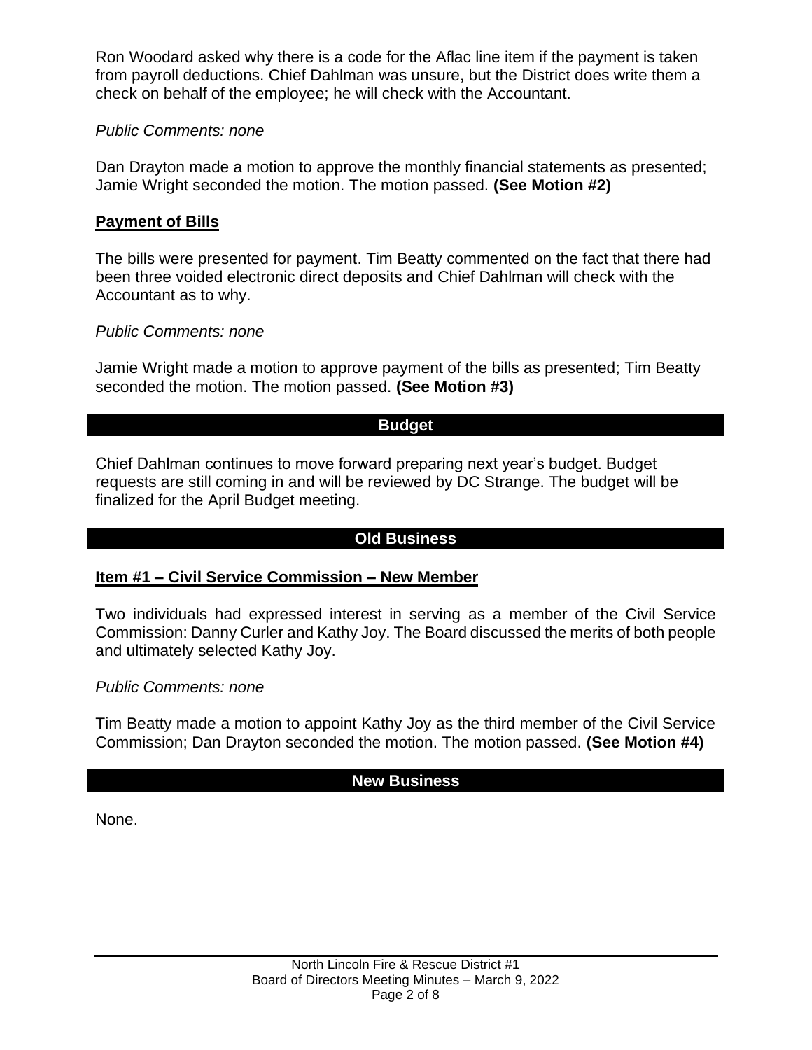Ron Woodard asked why there is a code for the Aflac line item if the payment is taken from payroll deductions. Chief Dahlman was unsure, but the District does write them a check on behalf of the employee; he will check with the Accountant.

*Public Comments: none*

Dan Drayton made a motion to approve the monthly financial statements as presented; Jamie Wright seconded the motion. The motion passed. **(See Motion #2)**

### Payment of Bills

The bills were presented for payment. Tim Beatty commented on the fact that there had been three voided electronic direct deposits and Chief Dahlman will check with the Accountant as to why.

*Public Comments: none*

Jamie Wright made a motion to approve payment of the bills as presented; Tim Beatty seconded the motion. The motion passed. **(See Motion #3)**

## Budget

Chief Dahlman continues to move forward preparing next year's budget. Budget requests are still coming in and will be reviewed by DC Strange. The budget will be finalized for the April Budget meeting.

## Old Business

### Item #1 – Civil Service Commission – New Member

Two individuals had expressed interest in serving as a member of the Civil Service Commission: Danny Curler and Kathy Joy. The Board discussed the merits of both people and ultimately selected Kathy Joy.

*Public Comments: none*

Tim Beatty made a motion to appoint Kathy Joy as the third member of the Civil Service Commission; Dan Drayton seconded the motion. The motion passed. **(See Motion #4)**

## New Business

None.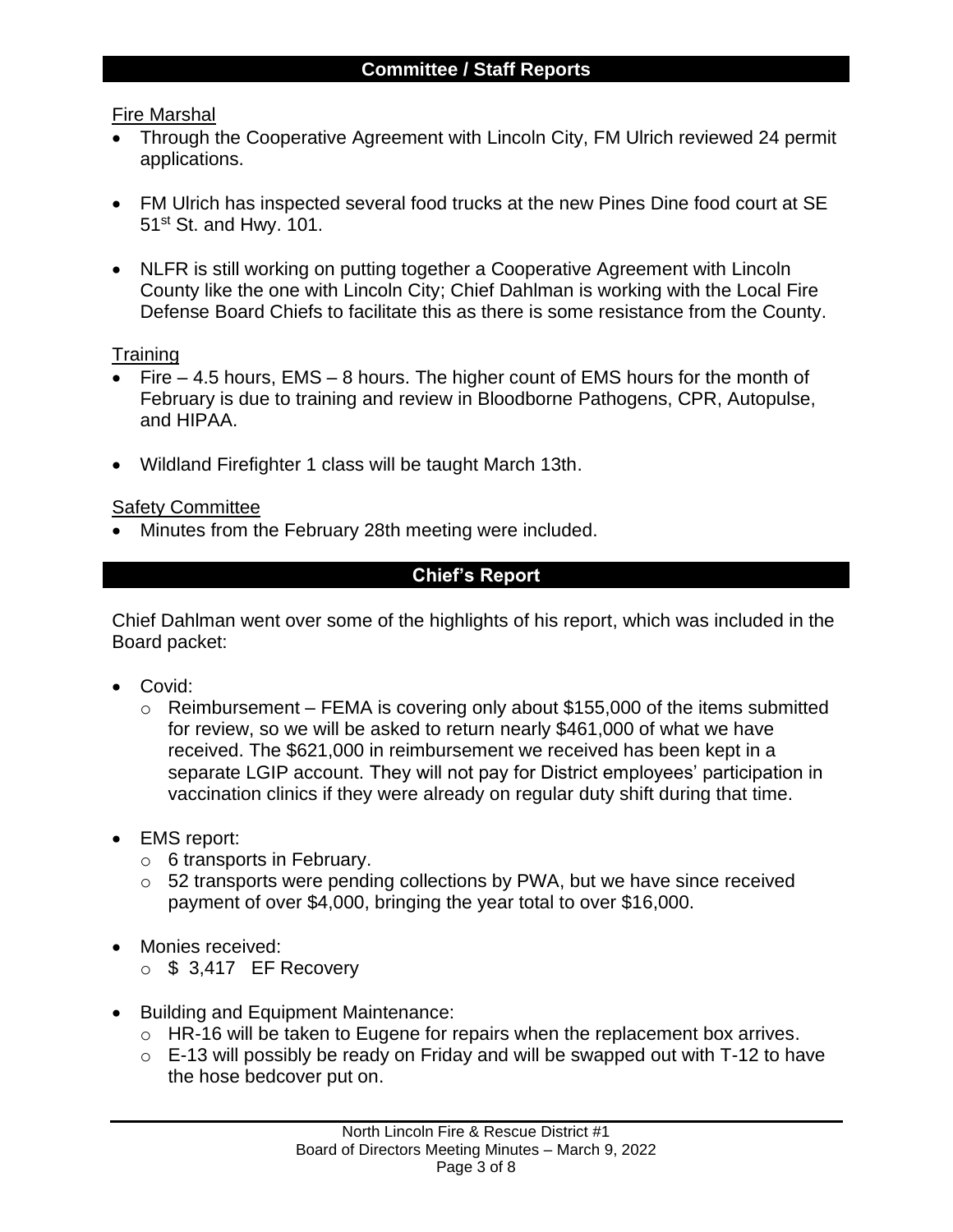## Committee / Staff Reports

Fire Marshal

- Through the Cooperative Agreement with Lincoln City, FM Ulrich reviewed 24 permit applications.
- FM Ulrich has inspected several food trucks at the new Pines Dine food court at SE 51st St. and Hwy. 101.
- NLFR is still working on putting together a Cooperative Agreement with Lincoln County like the one with Lincoln City; Chief Dahlman is working with the Local Fire Defense Board Chiefs to facilitate this as there is some resistance from the County.

Training

- Fire – 4.5 hours, EMS – 8 hours. The higher count of EMS hours for the month of February is due to training and review in Bloodborne Pathogens, CPR, Autopulse, and HIPAA.
- Wildland Firefighter 1 class will be taught March 13th.

Safety Committee

- Minutes from the February 28th meeting were included.

## Chief's Report

Chief Dahlman went over some of the highlights of his report, which was included in the Board packet:

- Covid:
  - Reimbursement – FEMA is covering only about $155,000 of the items submitted for review, so we will be asked to return nearly $461,000 of what we have received. The $621,000 in reimbursement we received has been kept in a separate LGIP account. They will not pay for District employees' participation in vaccination clinics if they were already on regular duty shift during that time.
- EMS report:
  - 6 transports in February.
  - 52 transports were pending collections by PWA, but we have since received payment of over $4,000, bringing the year total to over $16,000.
- Monies received:
  - $ 3,417 EF Recovery
- Building and Equipment Maintenance:
  - HR-16 will be taken to Eugene for repairs when the replacement box arrives.
  - E-13 will possibly be ready on Friday and will be swapped out with T-12 to have the hose bedcover put on.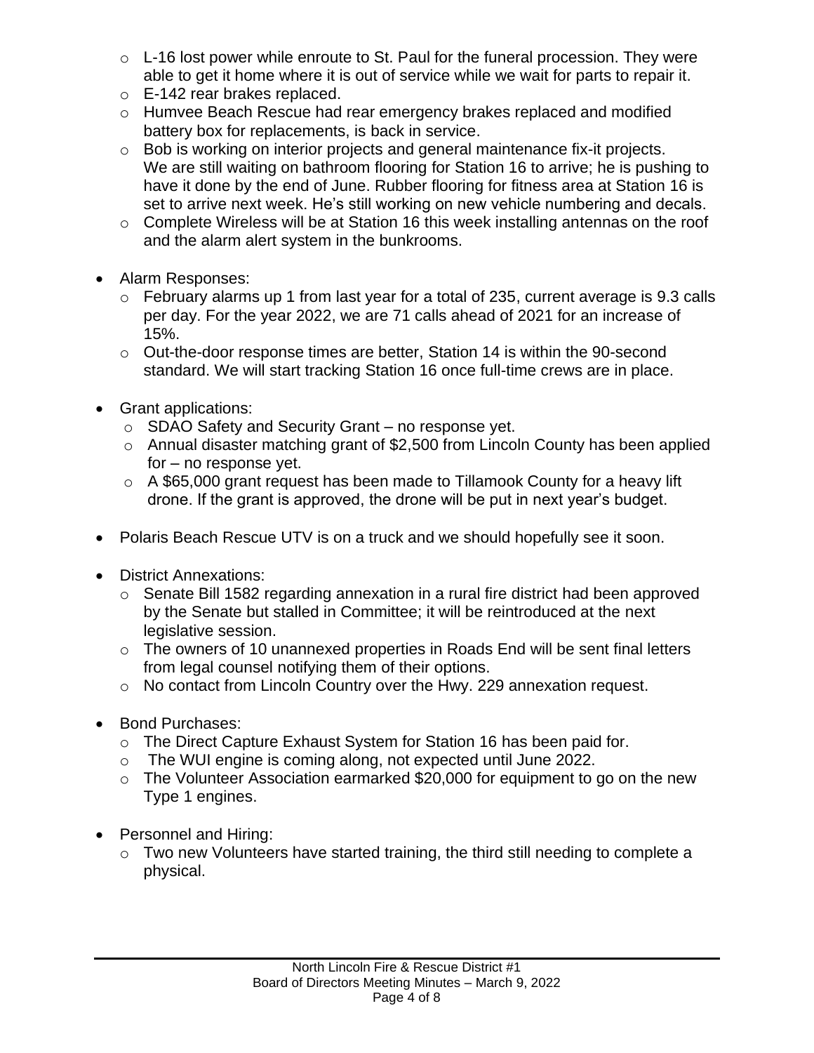- L-16 lost power while enroute to St. Paul for the funeral procession. They were able to get it home where it is out of service while we wait for parts to repair it.
  - E-142 rear brakes replaced.
  - Humvee Beach Rescue had rear emergency brakes replaced and modified battery box for replacements, is back in service.
  - Bob is working on interior projects and general maintenance fix-it projects. We are still waiting on bathroom flooring for Station 16 to arrive; he is pushing to have it done by the end of June. Rubber flooring for fitness area at Station 16 is set to arrive next week. He's still working on new vehicle numbering and decals.
  - Complete Wireless will be at Station 16 this week installing antennas on the roof and the alarm alert system in the bunkrooms.

- Alarm Responses:
  - February alarms up 1 from last year for a total of 235, current average is 9.3 calls per day. For the year 2022, we are 71 calls ahead of 2021 for an increase of 15%.
  - Out-the-door response times are better, Station 14 is within the 90-second standard. We will start tracking Station 16 once full-time crews are in place.

- Grant applications:
  - SDAO Safety and Security Grant – no response yet.
  - Annual disaster matching grant of $2,500 from Lincoln County has been applied for – no response yet.
  - A $65,000 grant request has been made to Tillamook County for a heavy lift drone. If the grant is approved, the drone will be put in next year's budget.

- Polaris Beach Rescue UTV is on a truck and we should hopefully see it soon.

- District Annexations:
  - Senate Bill 1582 regarding annexation in a rural fire district had been approved by the Senate but stalled in Committee; it will be reintroduced at the next legislative session.
  - The owners of 10 unannexed properties in Roads End will be sent final letters from legal counsel notifying them of their options.
  - No contact from Lincoln Country over the Hwy. 229 annexation request.

- Bond Purchases:
  - The Direct Capture Exhaust System for Station 16 has been paid for.
  - The WUI engine is coming along, not expected until June 2022.
  - The Volunteer Association earmarked $20,000 for equipment to go on the new Type 1 engines.

- Personnel and Hiring:
  - Two new Volunteers have started training, the third still needing to complete a physical.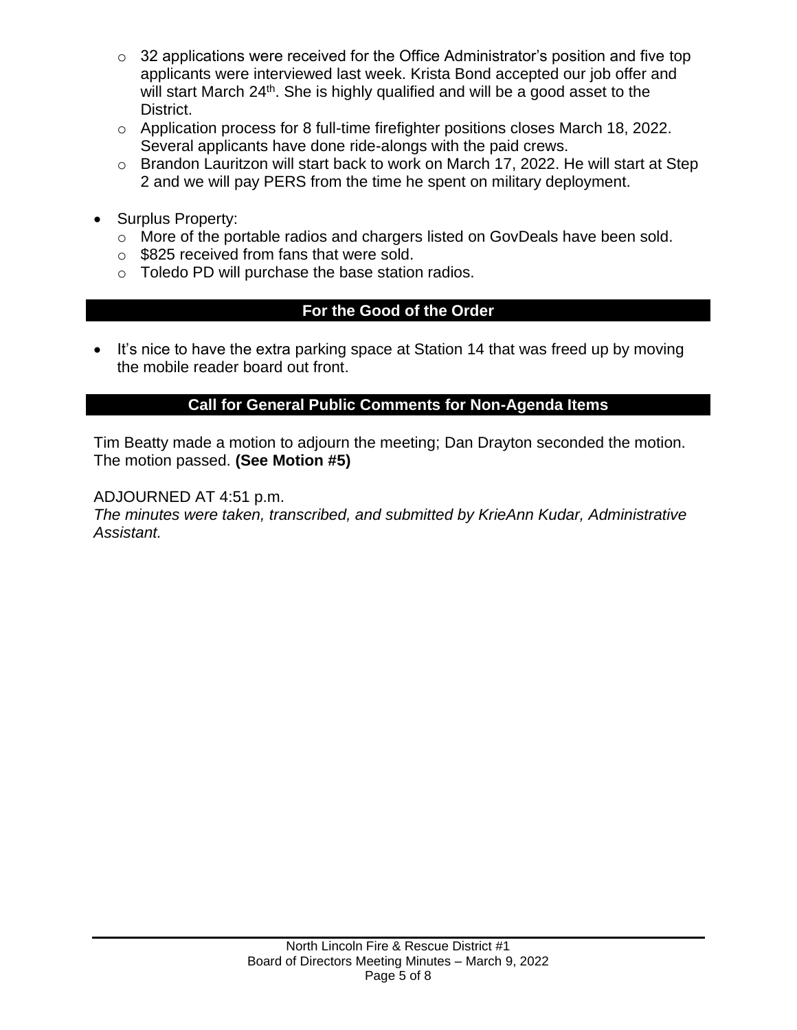- 32 applications were received for the Office Administrator's position and five top applicants were interviewed last week. Krista Bond accepted our job offer and will start March 24th. She is highly qualified and will be a good asset to the District.
    - Application process for 8 full-time firefighter positions closes March 18, 2022. Several applicants have done ride-alongs with the paid crews.
    - Brandon Lauritzon will start back to work on March 17, 2022. He will start at Step 2 and we will pay PERS from the time he spent on military deployment.

- Surplus Property:
    - More of the portable radios and chargers listed on GovDeals have been sold.
    - $825 received from fans that were sold.
    - Toledo PD will purchase the base station radios.

## For the Good of the Order

- It's nice to have the extra parking space at Station 14 that was freed up by moving the mobile reader board out front.

## Call for General Public Comments for Non-Agenda Items

Tim Beatty made a motion to adjourn the meeting; Dan Drayton seconded the motion. The motion passed. **(See Motion #5)**

ADJOURNED AT 4:51 p.m.

*The minutes were taken, transcribed, and submitted by KrieAnn Kudar, Administrative Assistant.*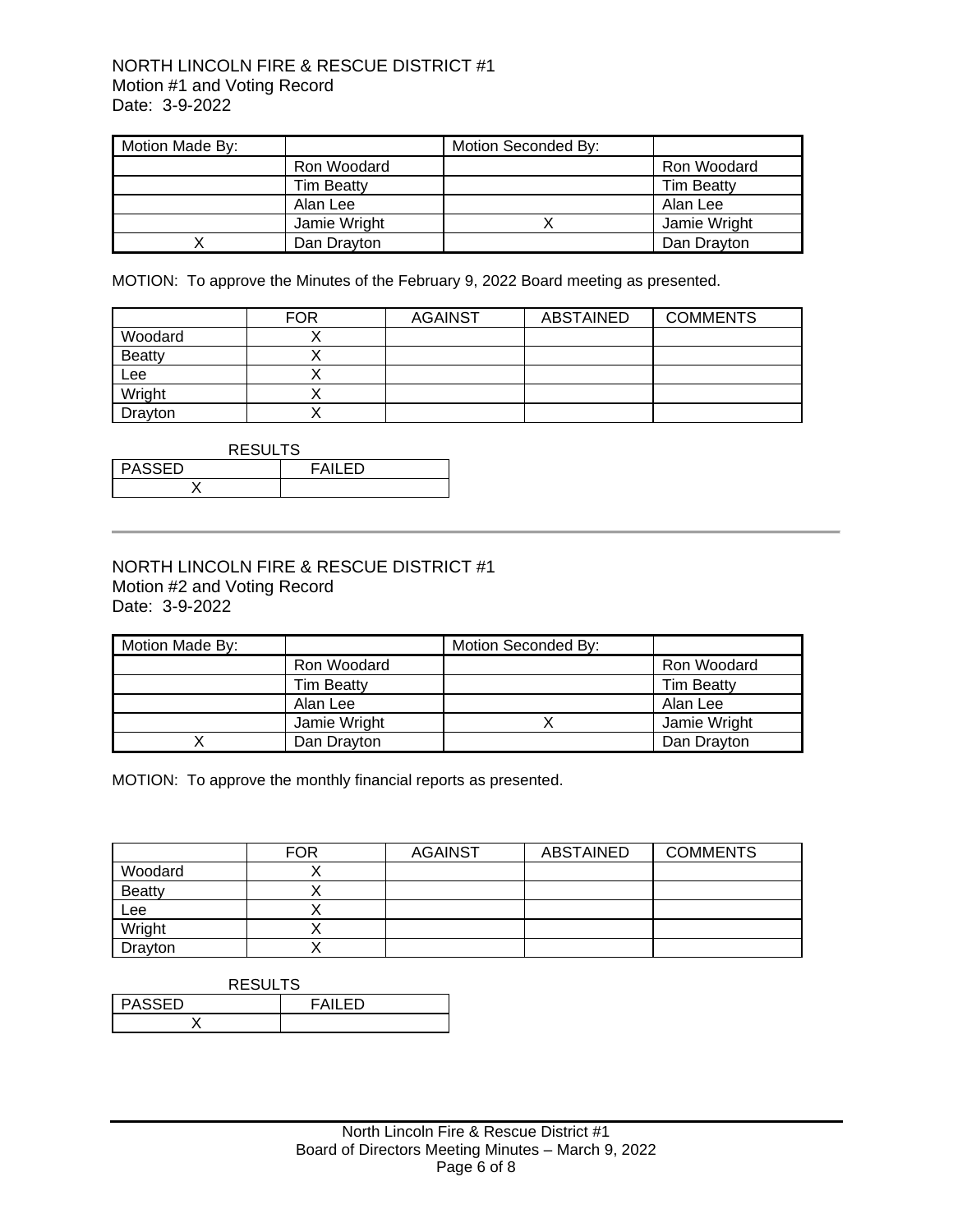NORTH LINCOLN FIRE & RESCUE DISTRICT #1
Motion #1 and Voting Record
Date: 3-9-2022

| Motion Made By: | | Motion Seconded By: | |
|---|---|---|---|
| | Ron Woodard | | Ron Woodard |
| | Tim Beatty | | Tim Beatty |
| | Alan Lee | | Alan Lee |
| | Jamie Wright | X | Jamie Wright |
| X | Dan Drayton | | Dan Drayton |

MOTION: To approve the Minutes of the February 9, 2022 Board meeting as presented.

| | FOR | AGAINST | ABSTAINED | COMMENTS |
|---|---|---|---|---|
| Woodard | X | | | |
| Beatty | X | | | |
| Lee | X | | | |
| Wright | X | | | |
| Drayton | X | | | |

RESULTS

| PASSED | FAILED |
|---|---|
| X | |

---

NORTH LINCOLN FIRE & RESCUE DISTRICT #1
Motion #2 and Voting Record
Date: 3-9-2022

| Motion Made By: | | Motion Seconded By: | |
|---|---|---|---|
| | Ron Woodard | | Ron Woodard |
| | Tim Beatty | | Tim Beatty |
| | Alan Lee | | Alan Lee |
| | Jamie Wright | X | Jamie Wright |
| X | Dan Drayton | | Dan Drayton |

MOTION: To approve the monthly financial reports as presented.

| | FOR | AGAINST | ABSTAINED | COMMENTS |
|---|---|---|---|---|
| Woodard | X | | | |
| Beatty | X | | | |
| Lee | X | | | |
| Wright | X | | | |
| Drayton | X | | | |

RESULTS

| PASSED | FAILED |
|---|---|
| X | |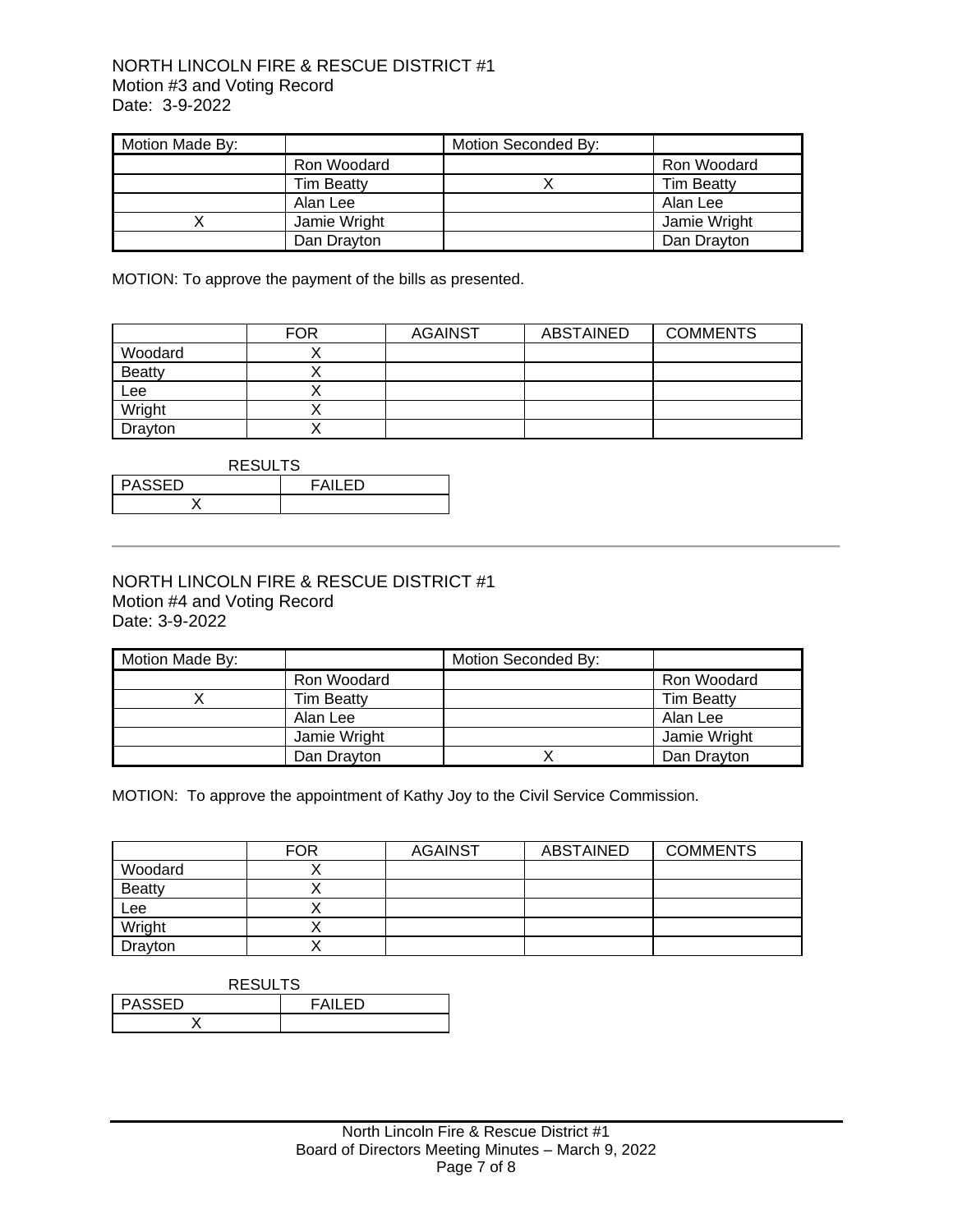NORTH LINCOLN FIRE & RESCUE DISTRICT #1
Motion #3 and Voting Record
Date: 3-9-2022

| Motion Made By: | | Motion Seconded By: | |
|---|---|---|---|
| | Ron Woodard | | Ron Woodard |
| | Tim Beatty | X | Tim Beatty |
| | Alan Lee | | Alan Lee |
| X | Jamie Wright | | Jamie Wright |
| | Dan Drayton | | Dan Drayton |

MOTION: To approve the payment of the bills as presented.

| | FOR | AGAINST | ABSTAINED | COMMENTS |
|---|---|---|---|---|
| Woodard | X | | | |
| Beatty | X | | | |
| Lee | X | | | |
| Wright | X | | | |
| Drayton | X | | | |

RESULTS

| PASSED | FAILED |
|---|---|
| X | |

---

NORTH LINCOLN FIRE & RESCUE DISTRICT #1
Motion #4 and Voting Record
Date: 3-9-2022

| Motion Made By: | | Motion Seconded By: | |
|---|---|---|---|
| | Ron Woodard | | Ron Woodard |
| X | Tim Beatty | | Tim Beatty |
| | Alan Lee | | Alan Lee |
| | Jamie Wright | | Jamie Wright |
| | Dan Drayton | X | Dan Drayton |

MOTION: To approve the appointment of Kathy Joy to the Civil Service Commission.

| | FOR | AGAINST | ABSTAINED | COMMENTS |
|---|---|---|---|---|
| Woodard | X | | | |
| Beatty | X | | | |
| Lee | X | | | |
| Wright | X | | | |
| Drayton | X | | | |

RESULTS

| PASSED | FAILED |
|---|---|
| X | |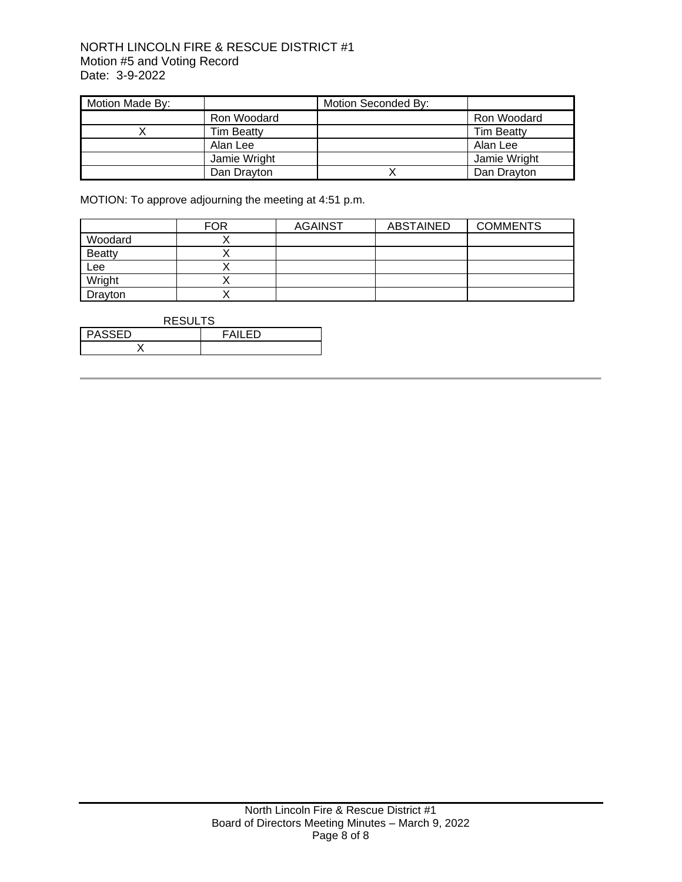NORTH LINCOLN FIRE & RESCUE DISTRICT #1
Motion #5 and Voting Record
Date: 3-9-2022

| Motion Made By: | | Motion Seconded By: | |
|---|---|---|---|
| | Ron Woodard | | Ron Woodard |
| X | Tim Beatty | | Tim Beatty |
| | Alan Lee | | Alan Lee |
| | Jamie Wright | | Jamie Wright |
| | Dan Drayton | X | Dan Drayton |

MOTION: To approve adjourning the meeting at 4:51 p.m.

| | FOR | AGAINST | ABSTAINED | COMMENTS |
|---|---|---|---|---|
| Woodard | X | | | |
| Beatty | X | | | |
| Lee | X | | | |
| Wright | X | | | |
| Drayton | X | | | |

RESULTS

| PASSED | FAILED |
|---|---|
| X | |